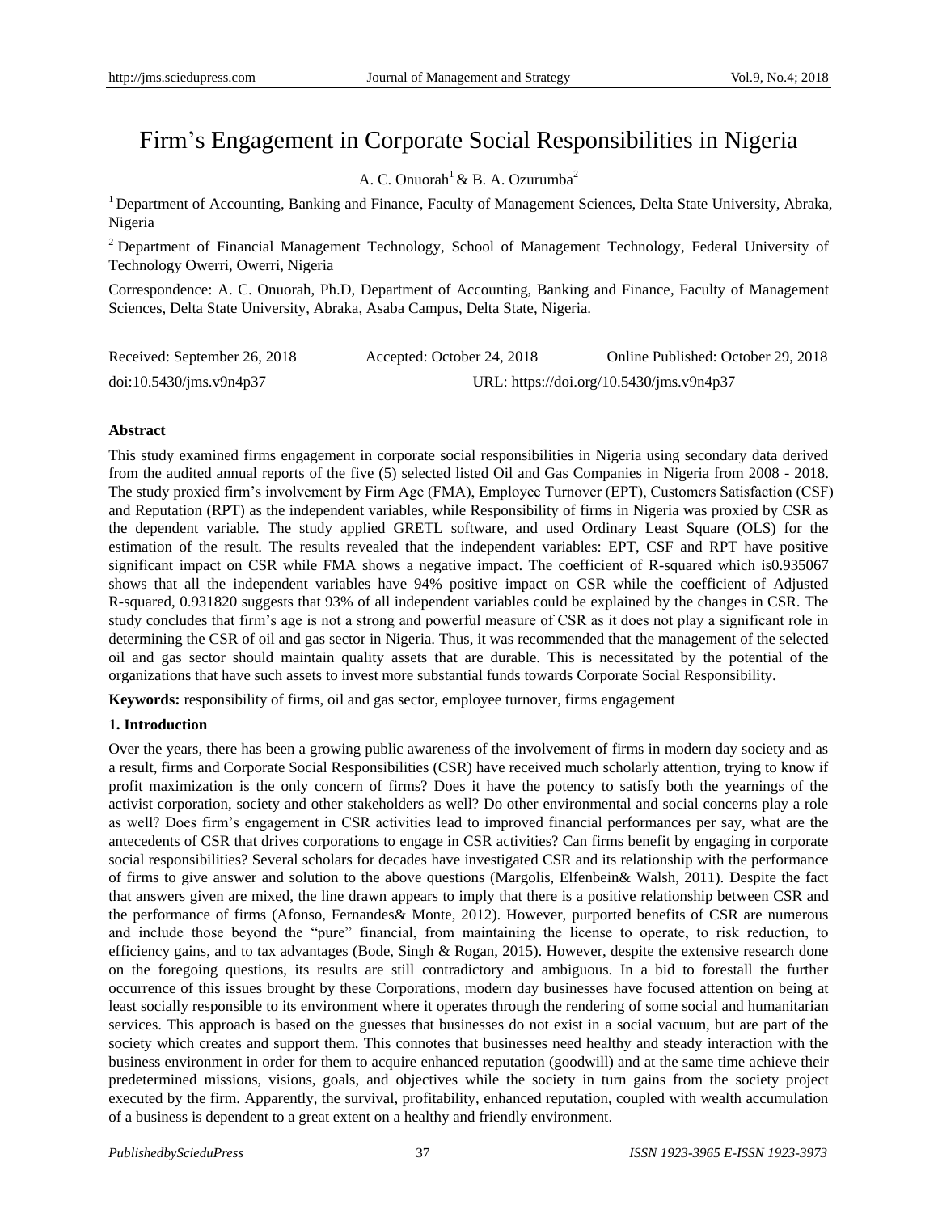// Firm's Engagement in Corporate Social Responsibilities in Nigeria

A. C. Onuorah[1] & B. A. Ozurumba[2]

[1] Department of Accounting, Banking and Finance, Faculty of Management Sciences, Delta State University, Abraka, Nigeria

[2] Department of Financial Management Technology, School of Management Technology, Federal University of Technology Owerri, Owerri, Nigeria

Correspondence: A. C. Onuorah, Ph.D, Department of Accounting, Banking and Finance, Faculty of Management Sciences, Delta State University, Abraka, Asaba Campus, Delta State, Nigeria.

Received: September 26, 2018 Accepted: October 24, 2018 Online Published: October 29, 2018

doi:10.5430/jms.v9n4p37 URL: https://doi.org/10.5430/jms.v9n4p37

**Abstract**

This study examined firms engagement in corporate social responsibilities in Nigeria using secondary data derived from the audited annual reports of the five (5) selected listed Oil and Gas Companies in Nigeria from 2008 - 2018. The study proxied firm's involvement by Firm Age (FMA), Employee Turnover (EPT), Customers Satisfaction (CSF) and Reputation (RPT) as the independent variables, while Responsibility of firms in Nigeria was proxied by CSR as the dependent variable. The study applied GRETL software, and used Ordinary Least Square (OLS) for the estimation of the result. The results revealed that the independent variables: EPT, CSF and RPT have positive significant impact on CSR while FMA shows a negative impact. The coefficient of R-squared which is0.935067 shows that all the independent variables have 94% positive impact on CSR while the coefficient of Adjusted R-squared, 0.931820 suggests that 93% of all independent variables could be explained by the changes in CSR. The study concludes that firm's age is not a strong and powerful measure of CSR as it does not play a significant role in determining the CSR of oil and gas sector in Nigeria. Thus, it was recommended that the management of the selected oil and gas sector should maintain quality assets that are durable. This is necessitated by the potential of the organizations that have such assets to invest more substantial funds towards Corporate Social Responsibility.

**Keywords:** responsibility of firms, oil and gas sector, employee turnover, firms engagement

## 1. Introduction

Over the years, there has been a growing public awareness of the involvement of firms in modern day society and as a result, firms and Corporate Social Responsibilities (CSR) have received much scholarly attention, trying to know if profit maximization is the only concern of firms? Does it have the potency to satisfy both the yearnings of the activist corporation, society and other stakeholders as well? Do other environmental and social concerns play a role as well? Does firm's engagement in CSR activities lead to improved financial performances per say, what are the antecedents of CSR that drives corporations to engage in CSR activities? Can firms benefit by engaging in corporate social responsibilities? Several scholars for decades have investigated CSR and its relationship with the performance of firms to give answer and solution to the above questions (Margolis, Elfenbein& Walsh, 2011). Despite the fact that answers given are mixed, the line drawn appears to imply that there is a positive relationship between CSR and the performance of firms (Afonso, Fernandes& Monte, 2012). However, purported benefits of CSR are numerous and include those beyond the "pure" financial, from maintaining the license to operate, to risk reduction, to efficiency gains, and to tax advantages (Bode, Singh & Rogan, 2015). However, despite the extensive research done on the foregoing questions, its results are still contradictory and ambiguous. In a bid to forestall the further occurrence of this issues brought by these Corporations, modern day businesses have focused attention on being at least socially responsible to its environment where it operates through the rendering of some social and humanitarian services. This approach is based on the guesses that businesses do not exist in a social vacuum, but are part of the society which creates and support them. This connotes that businesses need healthy and steady interaction with the business environment in order for them to acquire enhanced reputation (goodwill) and at the same time achieve their predetermined missions, visions, goals, and objectives while the society in turn gains from the society project executed by the firm. Apparently, the survival, profitability, enhanced reputation, coupled with wealth accumulation of a business is dependent to a great extent on a healthy and friendly environment.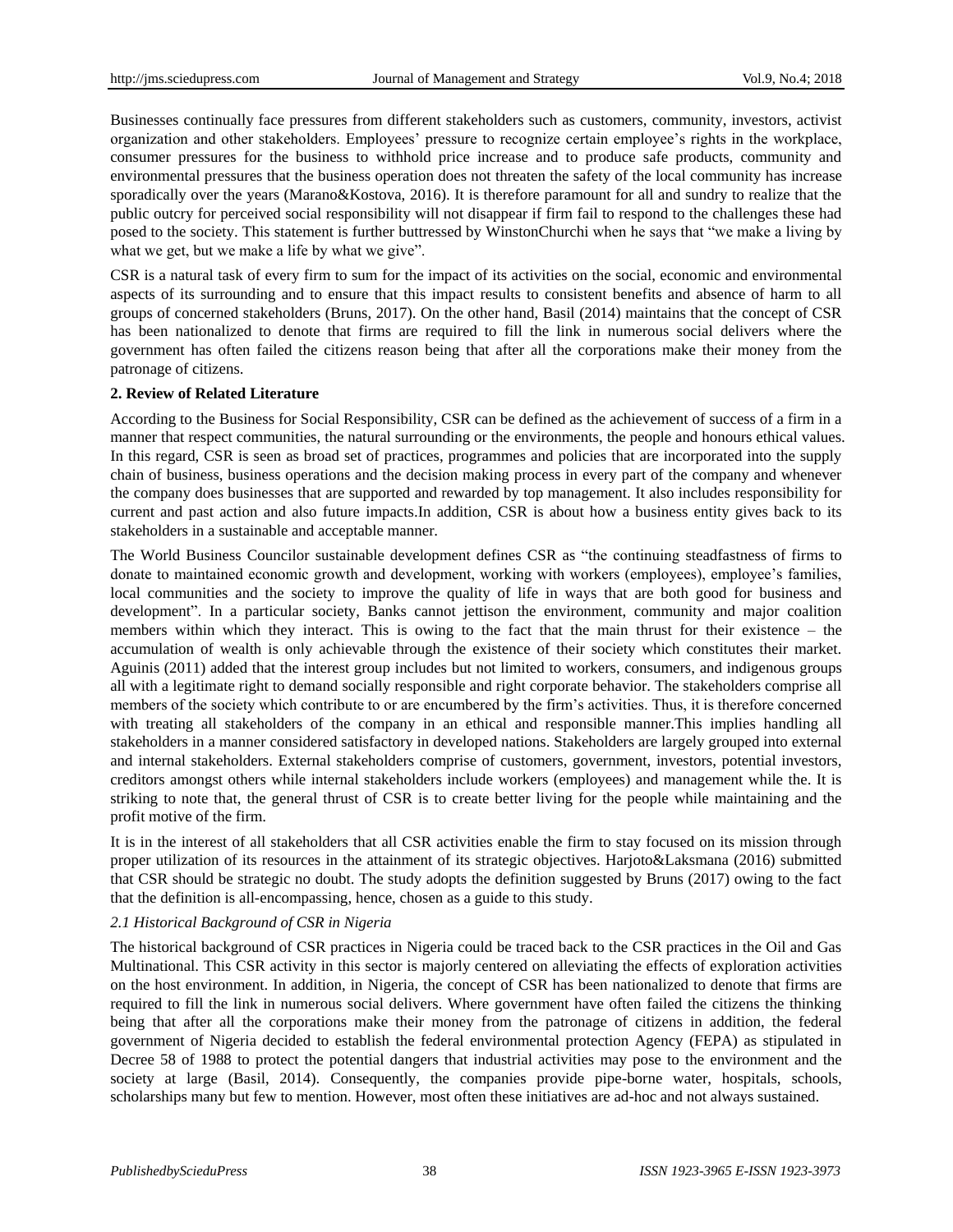Businesses continually face pressures from different stakeholders such as customers, community, investors, activist organization and other stakeholders. Employees' pressure to recognize certain employee's rights in the workplace, consumer pressures for the business to withhold price increase and to produce safe products, community and environmental pressures that the business operation does not threaten the safety of the local community has increase sporadically over the years (Marano&Kostova, 2016). It is therefore paramount for all and sundry to realize that the public outcry for perceived social responsibility will not disappear if firm fail to respond to the challenges these had posed to the society. This statement is further buttressed by WinstonChurchi when he says that "we make a living by what we get, but we make a life by what we give".

CSR is a natural task of every firm to sum for the impact of its activities on the social, economic and environmental aspects of its surrounding and to ensure that this impact results to consistent benefits and absence of harm to all groups of concerned stakeholders (Bruns, 2017). On the other hand, Basil (2014) maintains that the concept of CSR has been nationalized to denote that firms are required to fill the link in numerous social delivers where the government has often failed the citizens reason being that after all the corporations make their money from the patronage of citizens.

## 2. Review of Related Literature

According to the Business for Social Responsibility, CSR can be defined as the achievement of success of a firm in a manner that respect communities, the natural surrounding or the environments, the people and honours ethical values. In this regard, CSR is seen as broad set of practices, programmes and policies that are incorporated into the supply chain of business, business operations and the decision making process in every part of the company and whenever the company does businesses that are supported and rewarded by top management. It also includes responsibility for current and past action and also future impacts.In addition, CSR is about how a business entity gives back to its stakeholders in a sustainable and acceptable manner.

The World Business Councilor sustainable development defines CSR as "the continuing steadfastness of firms to donate to maintained economic growth and development, working with workers (employees), employee's families, local communities and the society to improve the quality of life in ways that are both good for business and development". In a particular society, Banks cannot jettison the environment, community and major coalition members within which they interact. This is owing to the fact that the main thrust for their existence – the accumulation of wealth is only achievable through the existence of their society which constitutes their market. Aguinis (2011) added that the interest group includes but not limited to workers, consumers, and indigenous groups all with a legitimate right to demand socially responsible and right corporate behavior. The stakeholders comprise all members of the society which contribute to or are encumbered by the firm's activities. Thus, it is therefore concerned with treating all stakeholders of the company in an ethical and responsible manner.This implies handling all stakeholders in a manner considered satisfactory in developed nations. Stakeholders are largely grouped into external and internal stakeholders. External stakeholders comprise of customers, government, investors, potential investors, creditors amongst others while internal stakeholders include workers (employees) and management while the. It is striking to note that, the general thrust of CSR is to create better living for the people while maintaining and the profit motive of the firm.

It is in the interest of all stakeholders that all CSR activities enable the firm to stay focused on its mission through proper utilization of its resources in the attainment of its strategic objectives. Harjoto&Laksmana (2016) submitted that CSR should be strategic no doubt. The study adopts the definition suggested by Bruns (2017) owing to the fact that the definition is all-encompassing, hence, chosen as a guide to this study.

### *2.1 Historical Background of CSR in Nigeria*

The historical background of CSR practices in Nigeria could be traced back to the CSR practices in the Oil and Gas Multinational. This CSR activity in this sector is majorly centered on alleviating the effects of exploration activities on the host environment. In addition, in Nigeria, the concept of CSR has been nationalized to denote that firms are required to fill the link in numerous social delivers. Where government have often failed the citizens the thinking being that after all the corporations make their money from the patronage of citizens in addition, the federal government of Nigeria decided to establish the federal environmental protection Agency (FEPA) as stipulated in Decree 58 of 1988 to protect the potential dangers that industrial activities may pose to the environment and the society at large (Basil, 2014). Consequently, the companies provide pipe-borne water, hospitals, schools, scholarships many but few to mention. However, most often these initiatives are ad-hoc and not always sustained.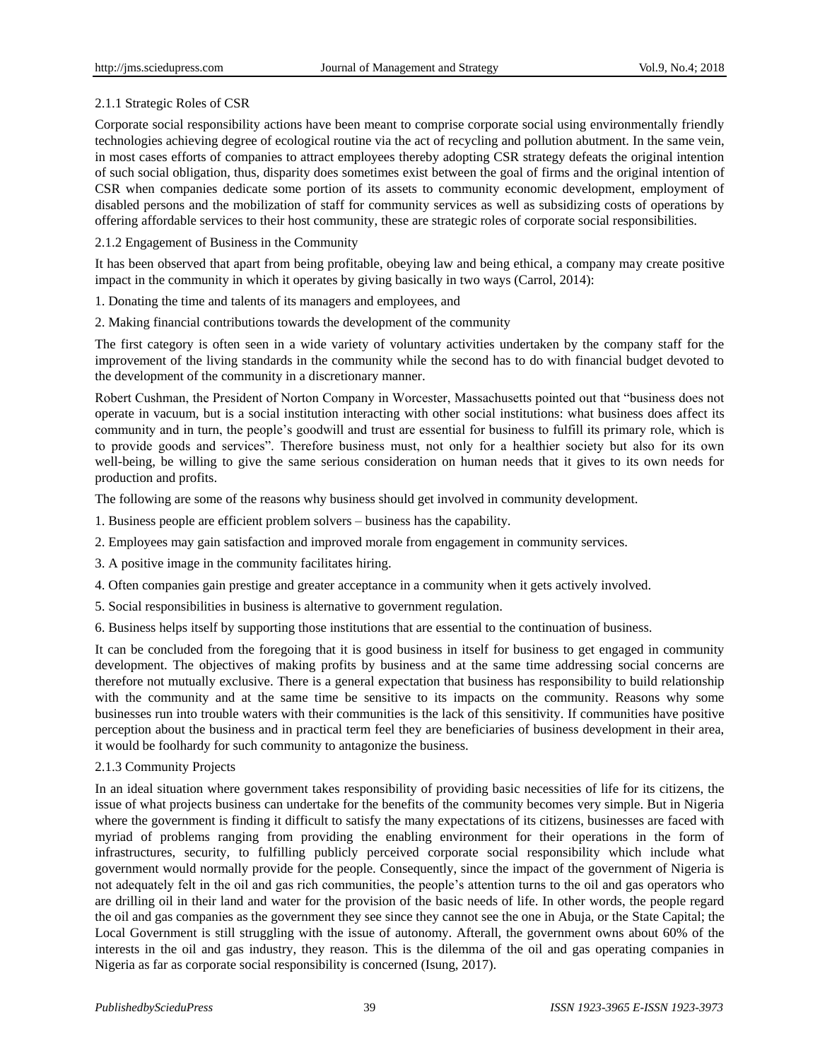### 2.1.1 Strategic Roles of CSR

Corporate social responsibility actions have been meant to comprise corporate social using environmentally friendly technologies achieving degree of ecological routine via the act of recycling and pollution abutment. In the same vein, in most cases efforts of companies to attract employees thereby adopting CSR strategy defeats the original intention of such social obligation, thus, disparity does sometimes exist between the goal of firms and the original intention of CSR when companies dedicate some portion of its assets to community economic development, employment of disabled persons and the mobilization of staff for community services as well as subsidizing costs of operations by offering affordable services to their host community, these are strategic roles of corporate social responsibilities.

### 2.1.2 Engagement of Business in the Community

It has been observed that apart from being profitable, obeying law and being ethical, a company may create positive impact in the community in which it operates by giving basically in two ways (Carrol, 2014):

1. Donating the time and talents of its managers and employees, and
2. Making financial contributions towards the development of the community

The first category is often seen in a wide variety of voluntary activities undertaken by the company staff for the improvement of the living standards in the community while the second has to do with financial budget devoted to the development of the community in a discretionary manner.

Robert Cushman, the President of Norton Company in Worcester, Massachusetts pointed out that "business does not operate in vacuum, but is a social institution interacting with other social institutions: what business does affect its community and in turn, the people's goodwill and trust are essential for business to fulfill its primary role, which is to provide goods and services". Therefore business must, not only for a healthier society but also for its own well-being, be willing to give the same serious consideration on human needs that it gives to its own needs for production and profits.

The following are some of the reasons why business should get involved in community development.

1. Business people are efficient problem solvers – business has the capability.
2. Employees may gain satisfaction and improved morale from engagement in community services.
3. A positive image in the community facilitates hiring.
4. Often companies gain prestige and greater acceptance in a community when it gets actively involved.
5. Social responsibilities in business is alternative to government regulation.
6. Business helps itself by supporting those institutions that are essential to the continuation of business.

It can be concluded from the foregoing that it is good business in itself for business to get engaged in community development. The objectives of making profits by business and at the same time addressing social concerns are therefore not mutually exclusive. There is a general expectation that business has responsibility to build relationship with the community and at the same time be sensitive to its impacts on the community. Reasons why some businesses run into trouble waters with their communities is the lack of this sensitivity. If communities have positive perception about the business and in practical term feel they are beneficiaries of business development in their area, it would be foolhardy for such community to antagonize the business.

### 2.1.3 Community Projects

In an ideal situation where government takes responsibility of providing basic necessities of life for its citizens, the issue of what projects business can undertake for the benefits of the community becomes very simple. But in Nigeria where the government is finding it difficult to satisfy the many expectations of its citizens, businesses are faced with myriad of problems ranging from providing the enabling environment for their operations in the form of infrastructures, security, to fulfilling publicly perceived corporate social responsibility which include what government would normally provide for the people. Consequently, since the impact of the government of Nigeria is not adequately felt in the oil and gas rich communities, the people's attention turns to the oil and gas operators who are drilling oil in their land and water for the provision of the basic needs of life. In other words, the people regard the oil and gas companies as the government they see since they cannot see the one in Abuja, or the State Capital; the Local Government is still struggling with the issue of autonomy. Afterall, the government owns about 60% of the interests in the oil and gas industry, they reason. This is the dilemma of the oil and gas operating companies in Nigeria as far as corporate social responsibility is concerned (Isung, 2017).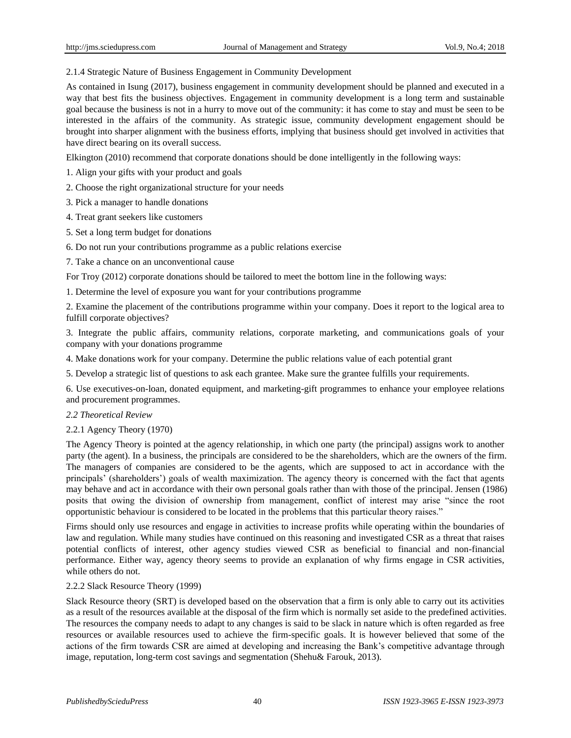#### 2.1.4 Strategic Nature of Business Engagement in Community Development

As contained in Isung (2017), business engagement in community development should be planned and executed in a way that best fits the business objectives. Engagement in community development is a long term and sustainable goal because the business is not in a hurry to move out of the community: it has come to stay and must be seen to be interested in the affairs of the community. As strategic issue, community development engagement should be brought into sharper alignment with the business efforts, implying that business should get involved in activities that have direct bearing on its overall success.

Elkington (2010) recommend that corporate donations should be done intelligently in the following ways:

1. Align your gifts with your product and goals
2. Choose the right organizational structure for your needs
3. Pick a manager to handle donations
4. Treat grant seekers like customers
5. Set a long term budget for donations
6. Do not run your contributions programme as a public relations exercise
7. Take a chance on an unconventional cause

For Troy (2012) corporate donations should be tailored to meet the bottom line in the following ways:

1. Determine the level of exposure you want for your contributions programme
2. Examine the placement of the contributions programme within your company. Does it report to the logical area to fulfill corporate objectives?
3. Integrate the public affairs, community relations, corporate marketing, and communications goals of your company with your donations programme
4. Make donations work for your company. Determine the public relations value of each potential grant
5. Develop a strategic list of questions to ask each grantee. Make sure the grantee fulfills your requirements.
6. Use executives-on-loan, donated equipment, and marketing-gift programmes to enhance your employee relations and procurement programmes.

### *2.2 Theoretical Review*

#### 2.2.1 Agency Theory (1970)

The Agency Theory is pointed at the agency relationship, in which one party (the principal) assigns work to another party (the agent). In a business, the principals are considered to be the shareholders, which are the owners of the firm. The managers of companies are considered to be the agents, which are supposed to act in accordance with the principals' (shareholders') goals of wealth maximization. The agency theory is concerned with the fact that agents may behave and act in accordance with their own personal goals rather than with those of the principal. Jensen (1986) posits that owing the division of ownership from management, conflict of interest may arise "since the root opportunistic behaviour is considered to be located in the problems that this particular theory raises."

Firms should only use resources and engage in activities to increase profits while operating within the boundaries of law and regulation. While many studies have continued on this reasoning and investigated CSR as a threat that raises potential conflicts of interest, other agency studies viewed CSR as beneficial to financial and non-financial performance. Either way, agency theory seems to provide an explanation of why firms engage in CSR activities, while others do not.

#### 2.2.2 Slack Resource Theory (1999)

Slack Resource theory (SRT) is developed based on the observation that a firm is only able to carry out its activities as a result of the resources available at the disposal of the firm which is normally set aside to the predefined activities. The resources the company needs to adapt to any changes is said to be slack in nature which is often regarded as free resources or available resources used to achieve the firm-specific goals. It is however believed that some of the actions of the firm towards CSR are aimed at developing and increasing the Bank's competitive advantage through image, reputation, long-term cost savings and segmentation (Shehu& Farouk, 2013).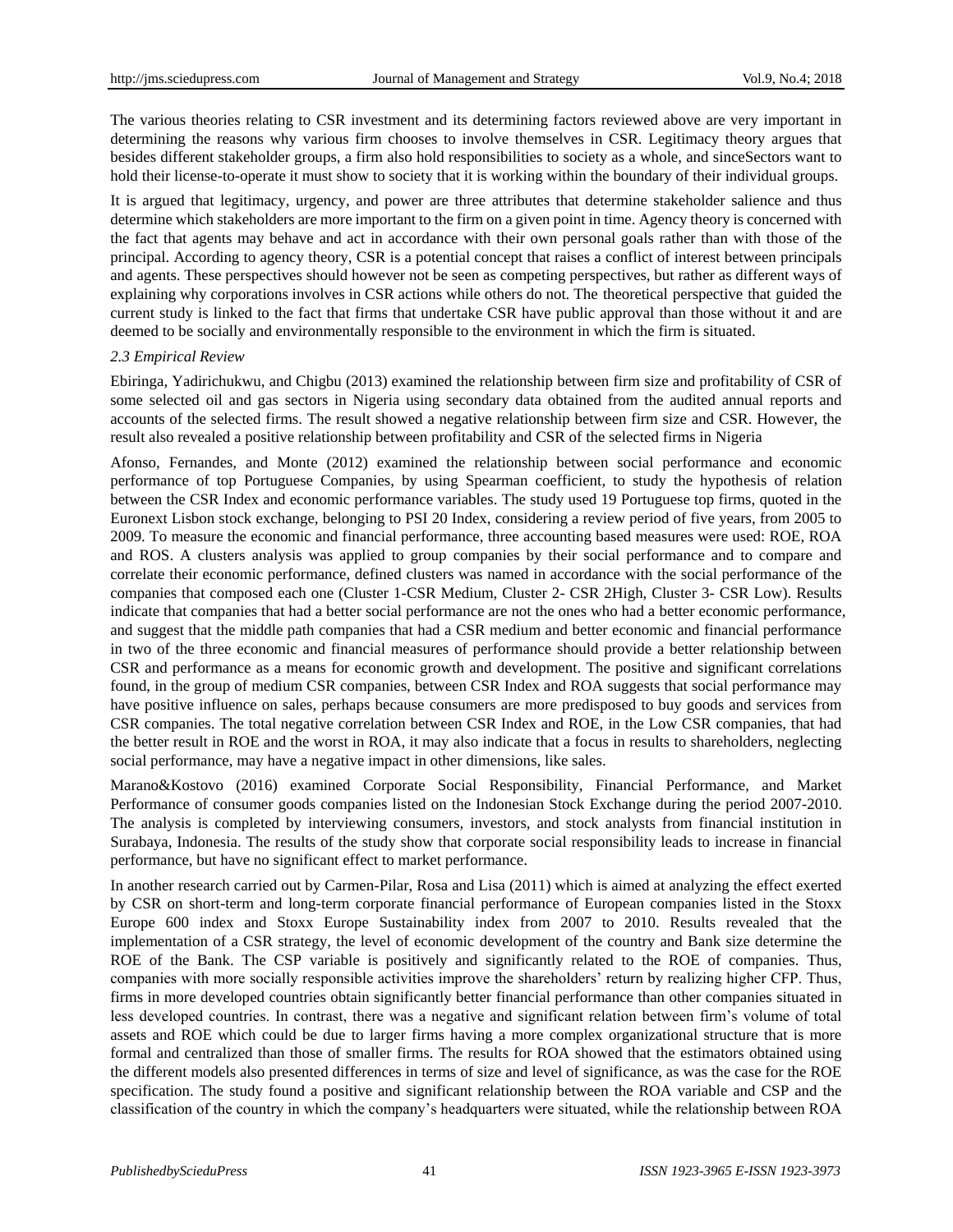The various theories relating to CSR investment and its determining factors reviewed above are very important in determining the reasons why various firm chooses to involve themselves in CSR. Legitimacy theory argues that besides different stakeholder groups, a firm also hold responsibilities to society as a whole, and sinceSectors want to hold their license-to-operate it must show to society that it is working within the boundary of their individual groups.

It is argued that legitimacy, urgency, and power are three attributes that determine stakeholder salience and thus determine which stakeholders are more important to the firm on a given point in time. Agency theory is concerned with the fact that agents may behave and act in accordance with their own personal goals rather than with those of the principal. According to agency theory, CSR is a potential concept that raises a conflict of interest between principals and agents. These perspectives should however not be seen as competing perspectives, but rather as different ways of explaining why corporations involves in CSR actions while others do not. The theoretical perspective that guided the current study is linked to the fact that firms that undertake CSR have public approval than those without it and are deemed to be socially and environmentally responsible to the environment in which the firm is situated.

### *2.3 Empirical Review*

Ebiringa, Yadirichukwu, and Chigbu (2013) examined the relationship between firm size and profitability of CSR of some selected oil and gas sectors in Nigeria using secondary data obtained from the audited annual reports and accounts of the selected firms. The result showed a negative relationship between firm size and CSR. However, the result also revealed a positive relationship between profitability and CSR of the selected firms in Nigeria

Afonso, Fernandes, and Monte (2012) examined the relationship between social performance and economic performance of top Portuguese Companies, by using Spearman coefficient, to study the hypothesis of relation between the CSR Index and economic performance variables. The study used 19 Portuguese top firms, quoted in the Euronext Lisbon stock exchange, belonging to PSI 20 Index, considering a review period of five years, from 2005 to 2009. To measure the economic and financial performance, three accounting based measures were used: ROE, ROA and ROS. A clusters analysis was applied to group companies by their social performance and to compare and correlate their economic performance, defined clusters was named in accordance with the social performance of the companies that composed each one (Cluster 1-CSR Medium, Cluster 2- CSR 2High, Cluster 3- CSR Low). Results indicate that companies that had a better social performance are not the ones who had a better economic performance, and suggest that the middle path companies that had a CSR medium and better economic and financial performance in two of the three economic and financial measures of performance should provide a better relationship between CSR and performance as a means for economic growth and development. The positive and significant correlations found, in the group of medium CSR companies, between CSR Index and ROA suggests that social performance may have positive influence on sales, perhaps because consumers are more predisposed to buy goods and services from CSR companies. The total negative correlation between CSR Index and ROE, in the Low CSR companies, that had the better result in ROE and the worst in ROA, it may also indicate that a focus in results to shareholders, neglecting social performance, may have a negative impact in other dimensions, like sales.

Marano&Kostovo (2016) examined Corporate Social Responsibility, Financial Performance, and Market Performance of consumer goods companies listed on the Indonesian Stock Exchange during the period 2007-2010. The analysis is completed by interviewing consumers, investors, and stock analysts from financial institution in Surabaya, Indonesia. The results of the study show that corporate social responsibility leads to increase in financial performance, but have no significant effect to market performance.

In another research carried out by Carmen-Pilar, Rosa and Lisa (2011) which is aimed at analyzing the effect exerted by CSR on short-term and long-term corporate financial performance of European companies listed in the Stoxx Europe 600 index and Stoxx Europe Sustainability index from 2007 to 2010. Results revealed that the implementation of a CSR strategy, the level of economic development of the country and Bank size determine the ROE of the Bank. The CSP variable is positively and significantly related to the ROE of companies. Thus, companies with more socially responsible activities improve the shareholders' return by realizing higher CFP. Thus, firms in more developed countries obtain significantly better financial performance than other companies situated in less developed countries. In contrast, there was a negative and significant relation between firm's volume of total assets and ROE which could be due to larger firms having a more complex organizational structure that is more formal and centralized than those of smaller firms. The results for ROA showed that the estimators obtained using the different models also presented differences in terms of size and level of significance, as was the case for the ROE specification. The study found a positive and significant relationship between the ROA variable and CSP and the classification of the country in which the company's headquarters were situated, while the relationship between ROA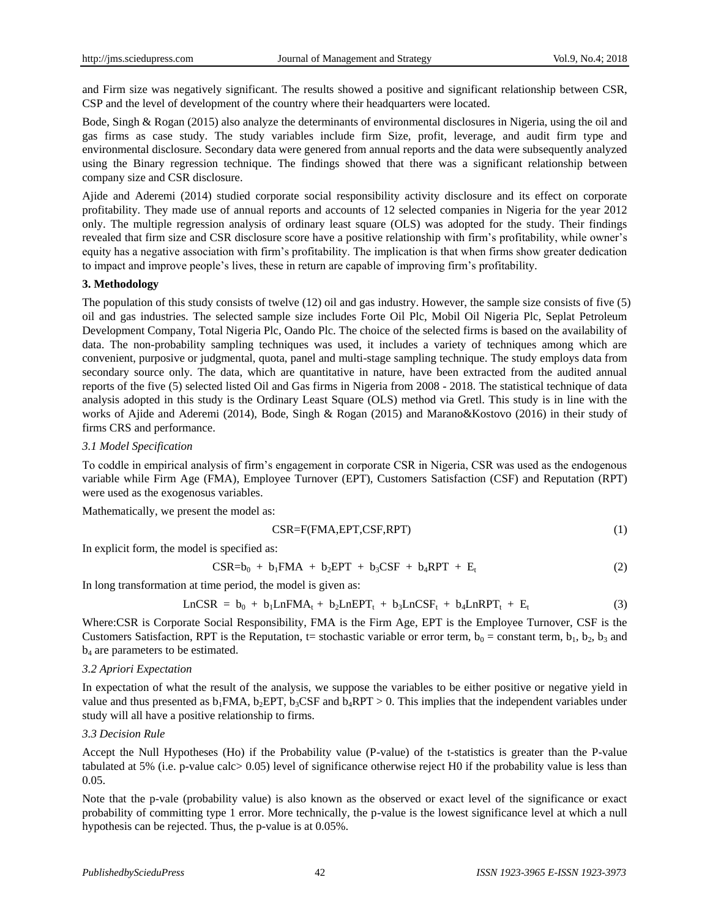and Firm size was negatively significant. The results showed a positive and significant relationship between CSR, CSP and the level of development of the country where their headquarters were located.

Bode, Singh & Rogan (2015) also analyze the determinants of environmental disclosures in Nigeria, using the oil and gas firms as case study. The study variables include firm Size, profit, leverage, and audit firm type and environmental disclosure. Secondary data were genered from annual reports and the data were subsequently analyzed using the Binary regression technique. The findings showed that there was a significant relationship between company size and CSR disclosure.

Ajide and Aderemi (2014) studied corporate social responsibility activity disclosure and its effect on corporate profitability. They made use of annual reports and accounts of 12 selected companies in Nigeria for the year 2012 only. The multiple regression analysis of ordinary least square (OLS) was adopted for the study. Their findings revealed that firm size and CSR disclosure score have a positive relationship with firm's profitability, while owner's equity has a negative association with firm's profitability. The implication is that when firms show greater dedication to impact and improve people's lives, these in return are capable of improving firm's profitability.

## 3. Methodology

The population of this study consists of twelve (12) oil and gas industry. However, the sample size consists of five (5) oil and gas industries. The selected sample size includes Forte Oil Plc, Mobil Oil Nigeria Plc, Seplat Petroleum Development Company, Total Nigeria Plc, Oando Plc. The choice of the selected firms is based on the availability of data. The non-probability sampling techniques was used, it includes a variety of techniques among which are convenient, purposive or judgmental, quota, panel and multi-stage sampling technique. The study employs data from secondary source only. The data, which are quantitative in nature, have been extracted from the audited annual reports of the five (5) selected listed Oil and Gas firms in Nigeria from 2008 - 2018. The statistical technique of data analysis adopted in this study is the Ordinary Least Square (OLS) method via Gretl. This study is in line with the works of Ajide and Aderemi (2014), Bode, Singh & Rogan (2015) and Marano&Kostovo (2016) in their study of firms CRS and performance.

### *3.1 Model Specification*

To coddle in empirical analysis of firm's engagement in corporate CSR in Nigeria, CSR was used as the endogenous variable while Firm Age (FMA), Employee Turnover (EPT), Customers Satisfaction (CSF) and Reputation (RPT) were used as the exogenosus variables.

Mathematically, we present the model as:

$$CSR=F(FMA,EPT,CSF,RPT) \tag{1}$$

In explicit form, the model is specified as:

$$CSR=b_0 + b_1FMA + b_2EPT + b_3CSF + b_4RPT + E_t \tag{2}$$

In long transformation at time period, the model is given as:

$$LnCSR = b_0 + b_1LnFMA_t + b_2LnEPT_t + b_3LnCSF_t + b_4LnRPT_t + E_t \tag{3}$$

Where:CSR is Corporate Social Responsibility, FMA is the Firm Age, EPT is the Employee Turnover, CSF is the Customers Satisfaction, RPT is the Reputation, t= stochastic variable or error term, $b_0$ = constant term, $b_1$, $b_2$, $b_3$ and $b_4$ are parameters to be estimated.

### *3.2 Apriori Expectation*

In expectation of what the result of the analysis, we suppose the variables to be either positive or negative yield in value and thus presented as $b_1FMA$, $b_2EPT$, $b_3CSF$ and $b_4RPT > 0$. This implies that the independent variables under study will all have a positive relationship to firms.

### *3.3 Decision Rule*

Accept the Null Hypotheses (Ho) if the Probability value (P-value) of the t-statistics is greater than the P-value tabulated at 5% (i.e. p-value calc> 0.05) level of significance otherwise reject H0 if the probability value is less than 0.05.

Note that the p-vale (probability value) is also known as the observed or exact level of the significance or exact probability of committing type 1 error. More technically, the p-value is the lowest significance level at which a null hypothesis can be rejected. Thus, the p-value is at 0.05%.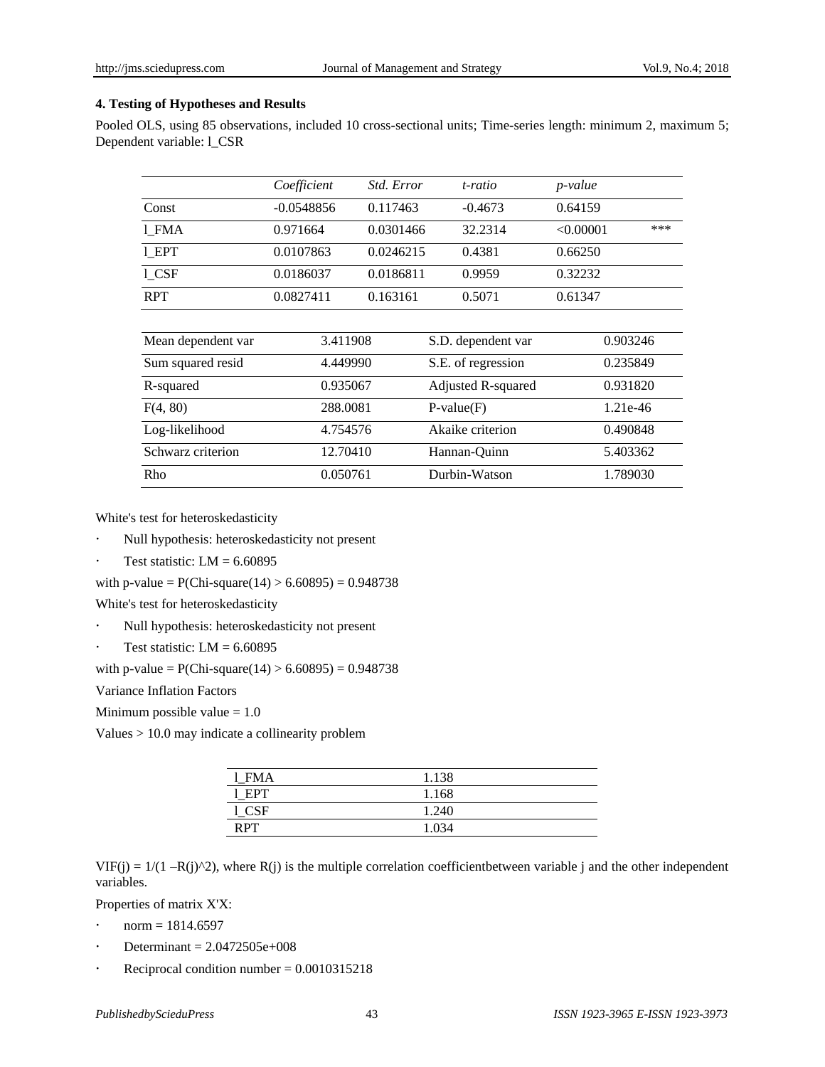## 4. Testing of Hypotheses and Results

Pooled OLS, using 85 observations, included 10 cross-sectional units; Time-series length: minimum 2, maximum 5; Dependent variable: l_CSR

| | *Coefficient* | *Std. Error* | *t-ratio* | *p-value* | |
|---|---|---|---|---|---|
| Const | -0.0548856 | 0.117463 | -0.4673 | 0.64159 | |
| l_FMA | 0.971664 | 0.0301466 | 32.2314 | <0.00001 | *** |
| l_EPT | 0.0107863 | 0.0246215 | 0.4381 | 0.66250 | |
| l_CSF | 0.0186037 | 0.0186811 | 0.9959 | 0.32232 | |
| RPT | 0.0827411 | 0.163161 | 0.5071 | 0.61347 | |

| | | | |
|---|---|---|---|
| Mean dependent var | 3.411908 | S.D. dependent var | 0.903246 |
| Sum squared resid | 4.449990 | S.E. of regression | 0.235849 |
| R-squared | 0.935067 | Adjusted R-squared | 0.931820 |
| F(4, 80) | 288.0081 | P-value(F) | 1.21e-46 |
| Log-likelihood | 4.754576 | Akaike criterion | 0.490848 |
| Schwarz criterion | 12.70410 | Hannan-Quinn | 5.403362 |
| Rho | 0.050761 | Durbin-Watson | 1.789030 |

White's test for heteroskedasticity

- Null hypothesis: heteroskedasticity not present
- Test statistic: LM = 6.60895

with p-value = P(Chi-square(14) > 6.60895) = 0.948738

White's test for heteroskedasticity

- Null hypothesis: heteroskedasticity not present
- Test statistic: LM = 6.60895

with p-value = P(Chi-square(14) > 6.60895) = 0.948738

Variance Inflation Factors

Minimum possible value = 1.0

Values > 10.0 may indicate a collinearity problem

| | |
|---|---|
| l_FMA | 1.138 |
| l_EPT | 1.168 |
| l_CSF | 1.240 |
| RPT | 1.034 |

VIF(j) = 1/(1 –R(j)^2), where R(j) is the multiple correlation coefficientbetween variable j and the other independent variables.

Properties of matrix X'X:

- norm = 1814.6597
- Determinant = 2.0472505e+008
- Reciprocal condition number = 0.0010315218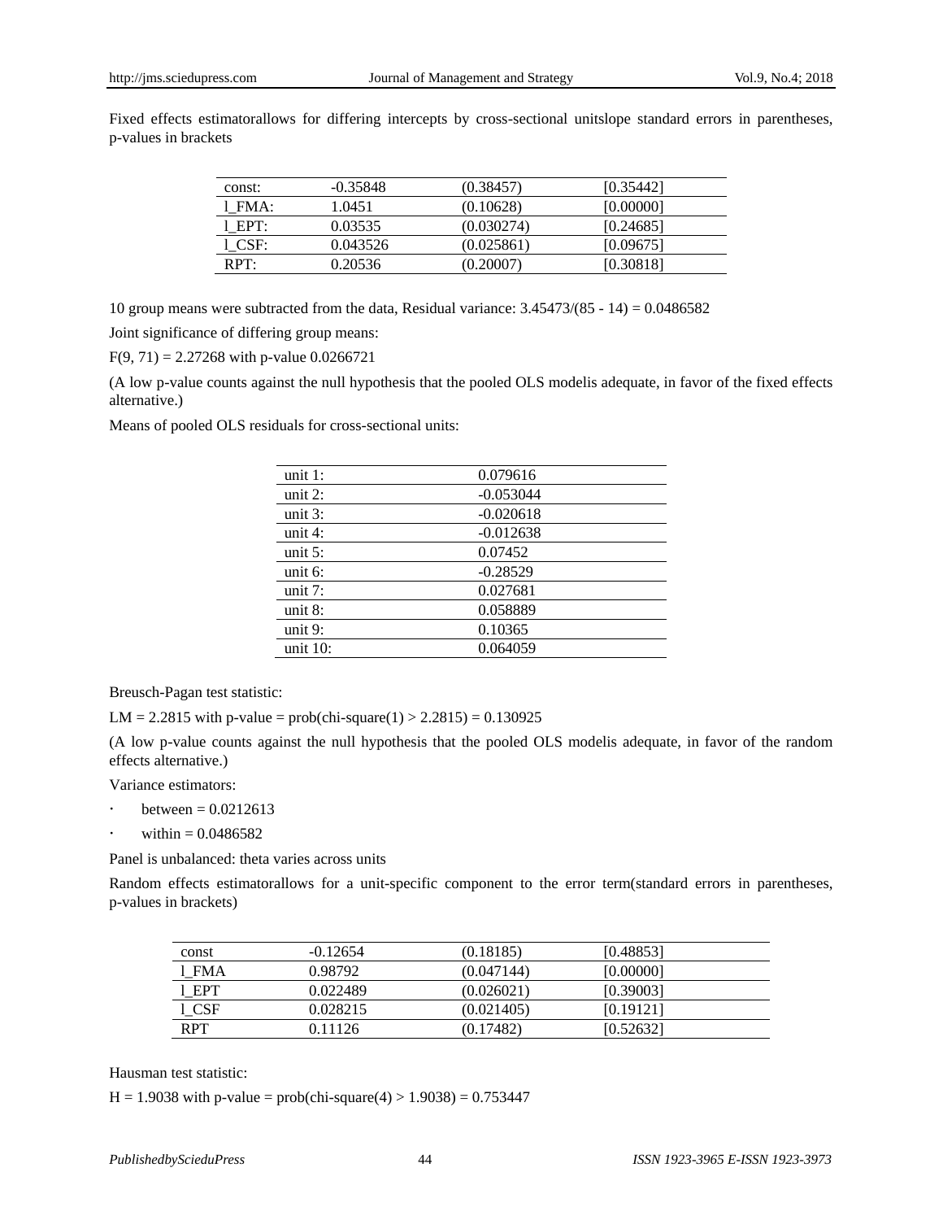Fixed effects estimatorallows for differing intercepts by cross-sectional unitslope standard errors in parentheses, p-values in brackets

| | | | |
|---|---|---|---|
| const: | -0.35848 | (0.38457) | [0.35442] |
| l_FMA: | 1.0451 | (0.10628) | [0.00000] |
| l_EPT: | 0.03535 | (0.030274) | [0.24685] |
| l_CSF: | 0.043526 | (0.025861) | [0.09675] |
| RPT: | 0.20536 | (0.20007) | [0.30818] |

10 group means were subtracted from the data, Residual variance: 3.45473/(85 - 14) = 0.0486582

Joint significance of differing group means:

$F(9, 71) = 2.27268$ with p-value 0.0266721

(A low p-value counts against the null hypothesis that the pooled OLS modelis adequate, in favor of the fixed effects alternative.)

Means of pooled OLS residuals for cross-sectional units:

| | |
|---|---|
| unit 1: | 0.079616 |
| unit 2: | -0.053044 |
| unit 3: | -0.020618 |
| unit 4: | -0.012638 |
| unit 5: | 0.07452 |
| unit 6: | -0.28529 |
| unit 7: | 0.027681 |
| unit 8: | 0.058889 |
| unit 9: | 0.10365 |
| unit 10: | 0.064059 |

Breusch-Pagan test statistic:

LM = 2.2815 with p-value = prob(chi-square(1) > 2.2815) = 0.130925

(A low p-value counts against the null hypothesis that the pooled OLS modelis adequate, in favor of the random effects alternative.)

Variance estimators:

- between = 0.0212613
- within = 0.0486582

Panel is unbalanced: theta varies across units

Random effects estimatorallows for a unit-specific component to the error term(standard errors in parentheses, p-values in brackets)

| | | | |
|---|---|---|---|
| const | -0.12654 | (0.18185) | [0.48853] |
| l_FMA | 0.98792 | (0.047144) | [0.00000] |
| l_EPT | 0.022489 | (0.026021) | [0.39003] |
| l_CSF | 0.028215 | (0.021405) | [0.19121] |
| RPT | 0.11126 | (0.17482) | [0.52632] |

Hausman test statistic:

H = 1.9038 with p-value = prob(chi-square(4) > 1.9038) = 0.753447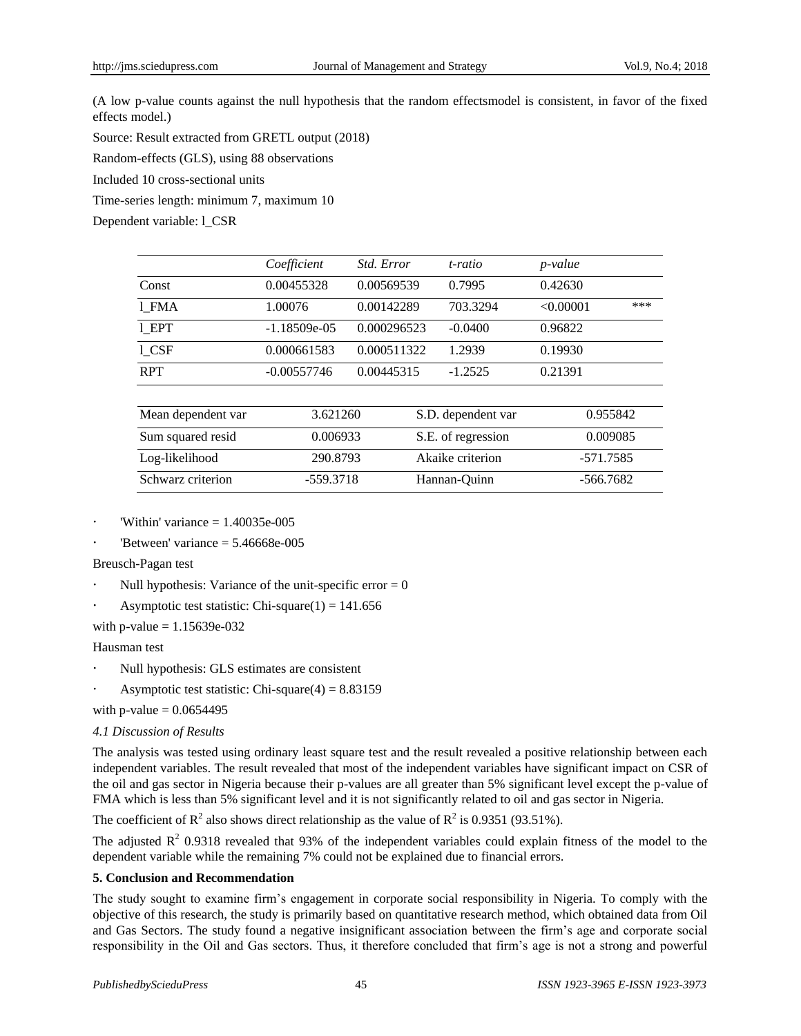(A low p-value counts against the null hypothesis that the random effectsmodel is consistent, in favor of the fixed effects model.)

Source: Result extracted from GRETL output (2018)

Random-effects (GLS), using 88 observations

Included 10 cross-sectional units

Time-series length: minimum 7, maximum 10

Dependent variable: l_CSR

| | *Coefficient* | *Std. Error* | *t-ratio* | *p-value* | |
|---|---|---|---|---|---|
| Const | 0.00455328 | 0.00569539 | 0.7995 | 0.42630 | |
| l_FMA | 1.00076 | 0.00142289 | 703.3294 | <0.00001 | *** |
| l_EPT | -1.18509e-05 | 0.000296523 | -0.0400 | 0.96822 | |
| l_CSF | 0.000661583 | 0.000511322 | 1.2939 | 0.19930 | |
| RPT | -0.00557746 | 0.00445315 | -1.2525 | 0.21391 | |

| | | | |
|---|---|---|---|
| Mean dependent var | 3.621260 | S.D. dependent var | 0.955842 |
| Sum squared resid | 0.006933 | S.E. of regression | 0.009085 |
| Log-likelihood | 290.8793 | Akaike criterion | -571.7585 |
| Schwarz criterion | -559.3718 | Hannan-Quinn | -566.7682 |

- 'Within' variance = 1.40035e-005
- 'Between' variance = 5.46668e-005

Breusch-Pagan test

- Null hypothesis: Variance of the unit-specific error = 0
- Asymptotic test statistic: Chi-square(1) = 141.656

with p-value = 1.15639e-032

Hausman test

- Null hypothesis: GLS estimates are consistent
- Asymptotic test statistic: Chi-square(4) = 8.83159

with p-value = 0.0654495

*4.1 Discussion of Results*

The analysis was tested using ordinary least square test and the result revealed a positive relationship between each independent variables. The result revealed that most of the independent variables have significant impact on CSR of the oil and gas sector in Nigeria because their p-values are all greater than 5% significant level except the p-value of FMA which is less than 5% significant level and it is not significantly related to oil and gas sector in Nigeria.

The coefficient of $R^2$ also shows direct relationship as the value of $R^2$ is 0.9351 (93.51%).

The adjusted $R^2$ 0.9318 revealed that 93% of the independent variables could explain fitness of the model to the dependent variable while the remaining 7% could not be explained due to financial errors.

**5. Conclusion and Recommendation**

The study sought to examine firm's engagement in corporate social responsibility in Nigeria. To comply with the objective of this research, the study is primarily based on quantitative research method, which obtained data from Oil and Gas Sectors. The study found a negative insignificant association between the firm's age and corporate social responsibility in the Oil and Gas sectors. Thus, it therefore concluded that firm's age is not a strong and powerful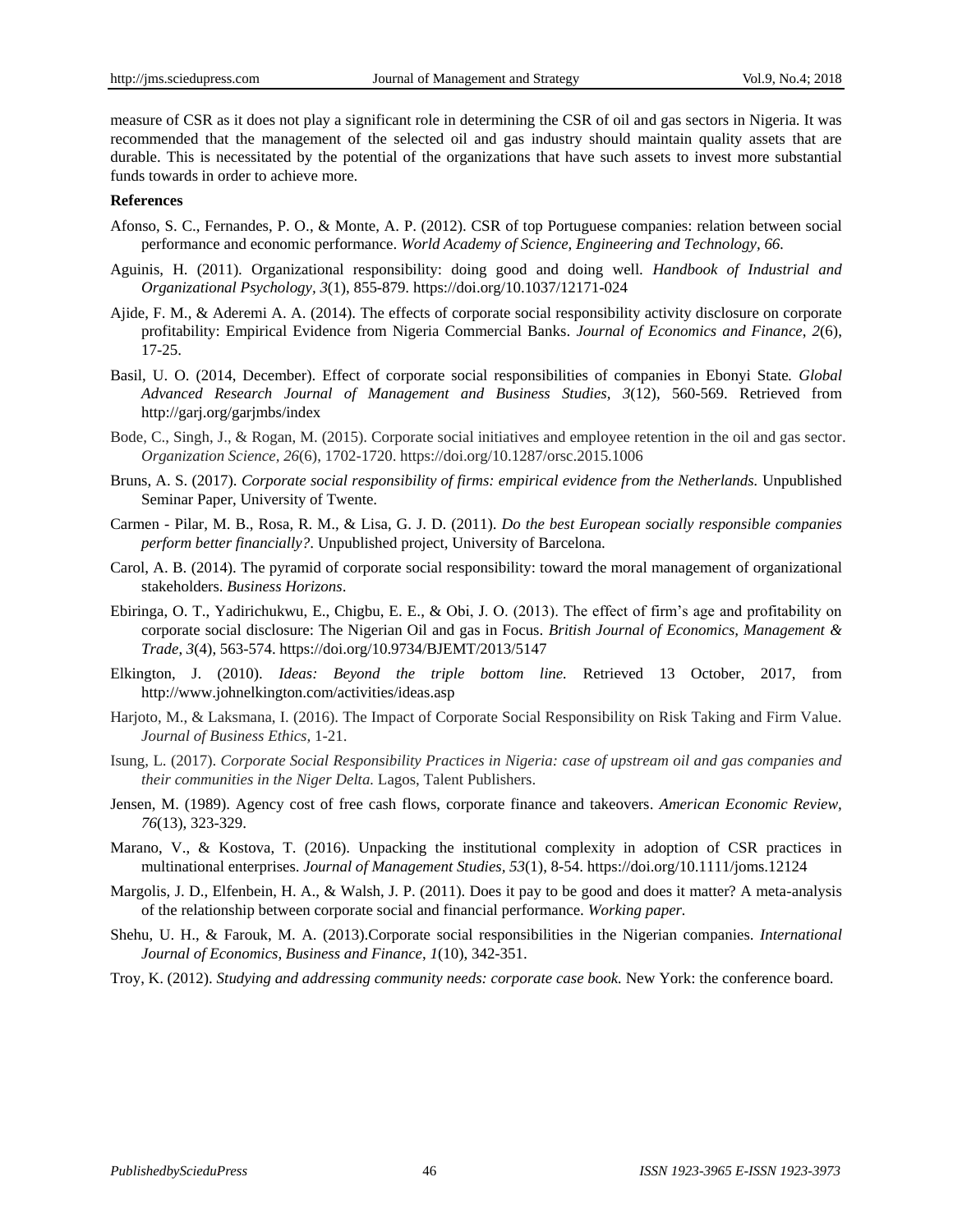measure of CSR as it does not play a significant role in determining the CSR of oil and gas sectors in Nigeria. It was recommended that the management of the selected oil and gas industry should maintain quality assets that are durable. This is necessitated by the potential of the organizations that have such assets to invest more substantial funds towards in order to achieve more.

## References

Afonso, S. C., Fernandes, P. O., & Monte, A. P. (2012). CSR of top Portuguese companies: relation between social performance and economic performance. *World Academy of Science, Engineering and Technology, 66.*

Aguinis, H. (2011). Organizational responsibility: doing good and doing well. *Handbook of Industrial and Organizational Psychology, 3*(1), 855-879. https://doi.org/10.1037/12171-024

Ajide, F. M., & Aderemi A. A. (2014). The effects of corporate social responsibility activity disclosure on corporate profitability: Empirical Evidence from Nigeria Commercial Banks. *Journal of Economics and Finance*, *2*(6), 17-25.

Basil, U. O. (2014, December). Effect of corporate social responsibilities of companies in Ebonyi State. *Global Advanced Research Journal of Management and Business Studies, 3*(12), 560-569. Retrieved from http://garj.org/garjmbs/index

Bode, C., Singh, J., & Rogan, M. (2015). Corporate social initiatives and employee retention in the oil and gas sector. *Organization Science*, *26*(6), 1702-1720. https://doi.org/10.1287/orsc.2015.1006

Bruns, A. S. (2017). *Corporate social responsibility of firms: empirical evidence from the Netherlands.* Unpublished Seminar Paper, University of Twente.

Carmen - Pilar, M. B., Rosa, R. M., & Lisa, G. J. D. (2011). *Do the best European socially responsible companies perform better financially?.* Unpublished project, University of Barcelona.

Carol, A. B. (2014). The pyramid of corporate social responsibility: toward the moral management of organizational stakeholders. *Business Horizons*.

Ebiringa, O. T., Yadirichukwu, E., Chigbu, E. E., & Obi, J. O. (2013). The effect of firm's age and profitability on corporate social disclosure: The Nigerian Oil and gas in Focus. *British Journal of Economics, Management & Trade, 3*(4), 563-574. https://doi.org/10.9734/BJEMT/2013/5147

Elkington, J. (2010). *Ideas: Beyond the triple bottom line.* Retrieved 13 October, 2017, from http://www.johnelkington.com/activities/ideas.asp

Harjoto, M., & Laksmana, I. (2016). The Impact of Corporate Social Responsibility on Risk Taking and Firm Value. *Journal of Business Ethics,* 1-21.

Isung, L. (2017). *Corporate Social Responsibility Practices in Nigeria: case of upstream oil and gas companies and their communities in the Niger Delta.* Lagos, Talent Publishers.

Jensen, M. (1989). Agency cost of free cash flows, corporate finance and takeovers. *American Economic Review, 76*(13), 323-329.

Marano, V., & Kostova, T. (2016). Unpacking the institutional complexity in adoption of CSR practices in multinational enterprises. *Journal of Management Studies, 53*(1), 8-54. https://doi.org/10.1111/joms.12124

Margolis, J. D., Elfenbein, H. A., & Walsh, J. P. (2011). Does it pay to be good and does it matter? A meta-analysis of the relationship between corporate social and financial performance. *Working paper.*

Shehu, U. H., & Farouk, M. A. (2013).Corporate social responsibilities in the Nigerian companies. *International Journal of Economics, Business and Finance*, *1*(10), 342-351.

Troy, K. (2012). *Studying and addressing community needs: corporate case book.* New York: the conference board.